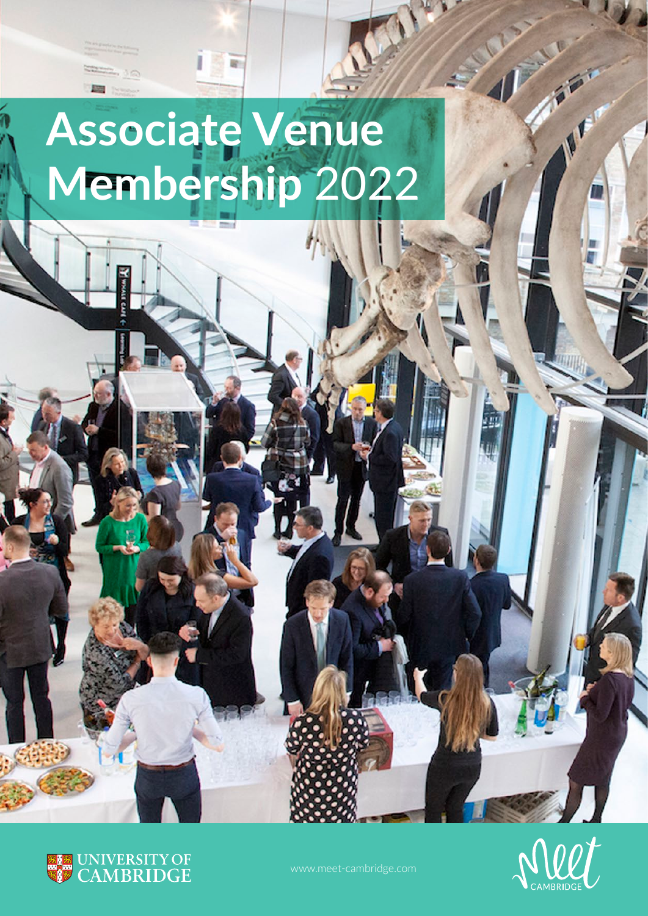# Associate Venue Membership 2022

UNIVERSITY OF CAMBRIDGE

www.meet-cambridge.com

Meet CAMBRIDGE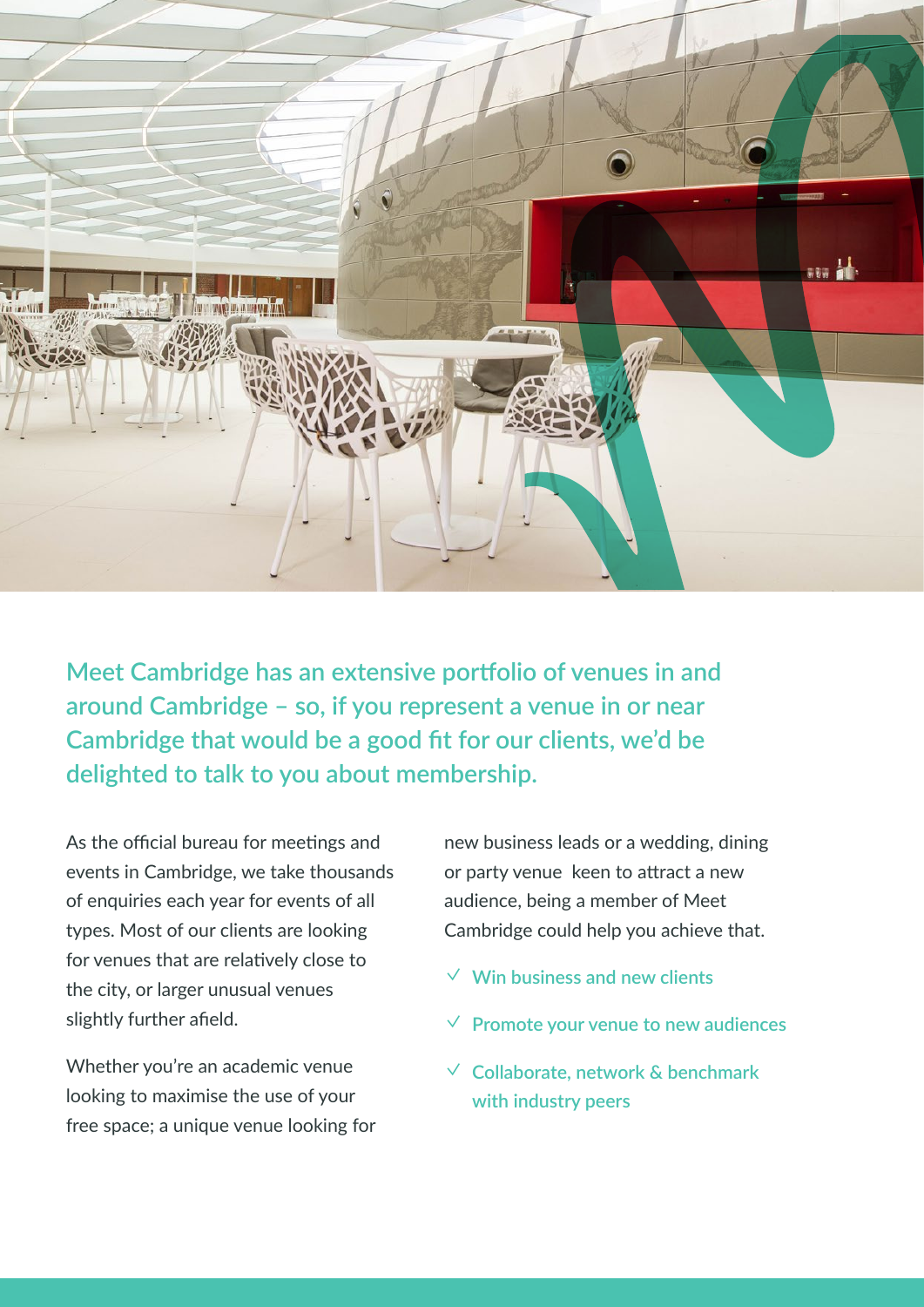**Meet Cambridge has an extensive portfolio of venues in and around Cambridge – so, if you represent a venue in or near Cambridge that would be a good fit for our clients, we'd be delighted to talk to you about membership.**

As the official bureau for meetings and events in Cambridge, we take thousands of enquiries each year for events of all types. Most of our clients are looking for venues that are relatively close to the city, or larger unusual venues slightly further afield.

Whether you're an academic venue looking to maximise the use of your free space; a unique venue looking for new business leads or a wedding, dining or party venue keen to attract a new audience, being a member of Meet Cambridge could help you achieve that.

- ✓ Win business and new clients
- ✓ Promote your venue to new audiences
- ✓ Collaborate, network & benchmark with industry peers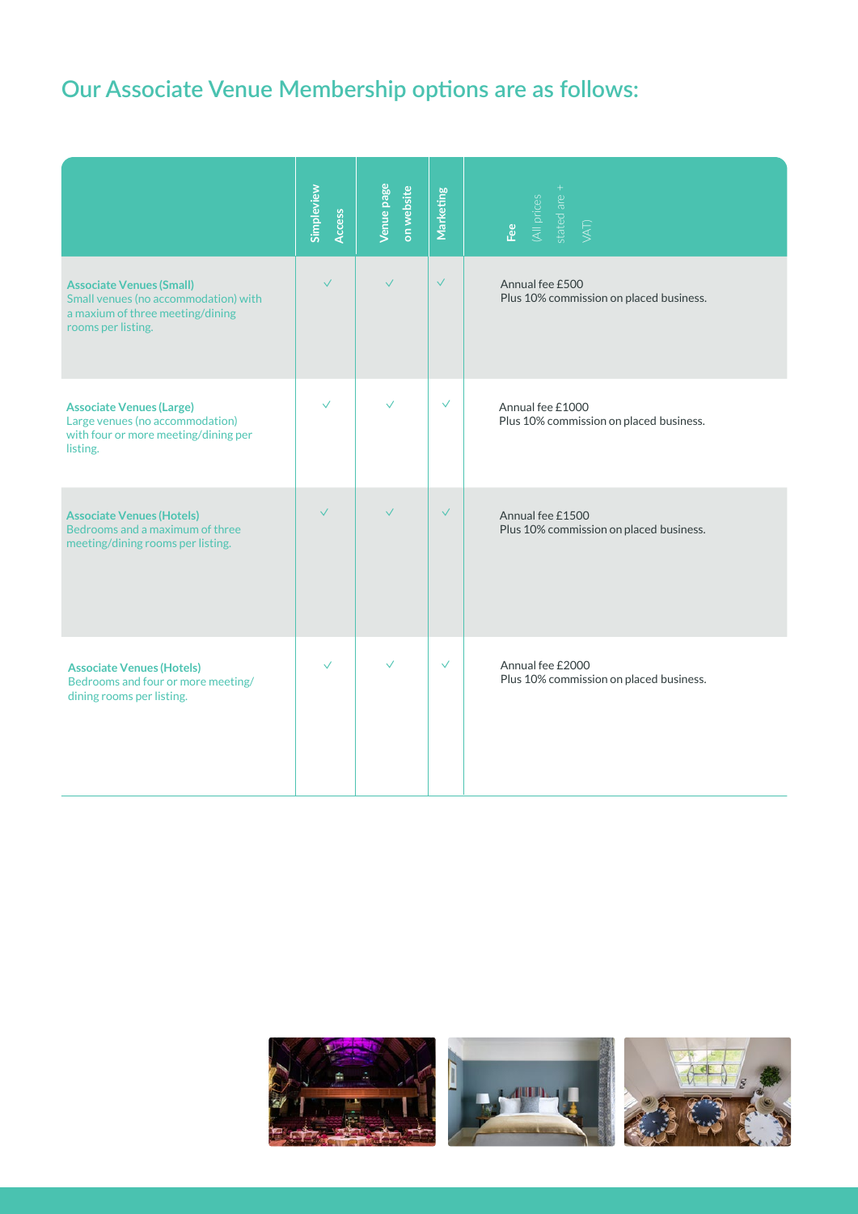## Our Associate Venue Membership options are as follows:

| | Simpleview Access | Venue page on website | Marketing | Fee (All prices stated are + VAT) |
|---|---|---|---|---|
| **Associate Venues (Small)** Small venues (no accommodation) with a maxium of three meeting/dining rooms per listing. | ✓ | ✓ | ✓ | Annual fee £500<br>Plus 10% commission on placed business. |
| **Associate Venues (Large)** Large venues (no accommodation) with four or more meeting/dining per listing. | ✓ | ✓ | ✓ | Annual fee £1000<br>Plus 10% commission on placed business. |
| **Associate Venues (Hotels)** Bedrooms and a maximum of three meeting/dining rooms per listing. | ✓ | ✓ | ✓ | Annual fee £1500<br>Plus 10% commission on placed business. |
| **Associate Venues (Hotels)** Bedrooms and four or more meeting/dining rooms per listing. | ✓ | ✓ | ✓ | Annual fee £2000<br>Plus 10% commission on placed business. |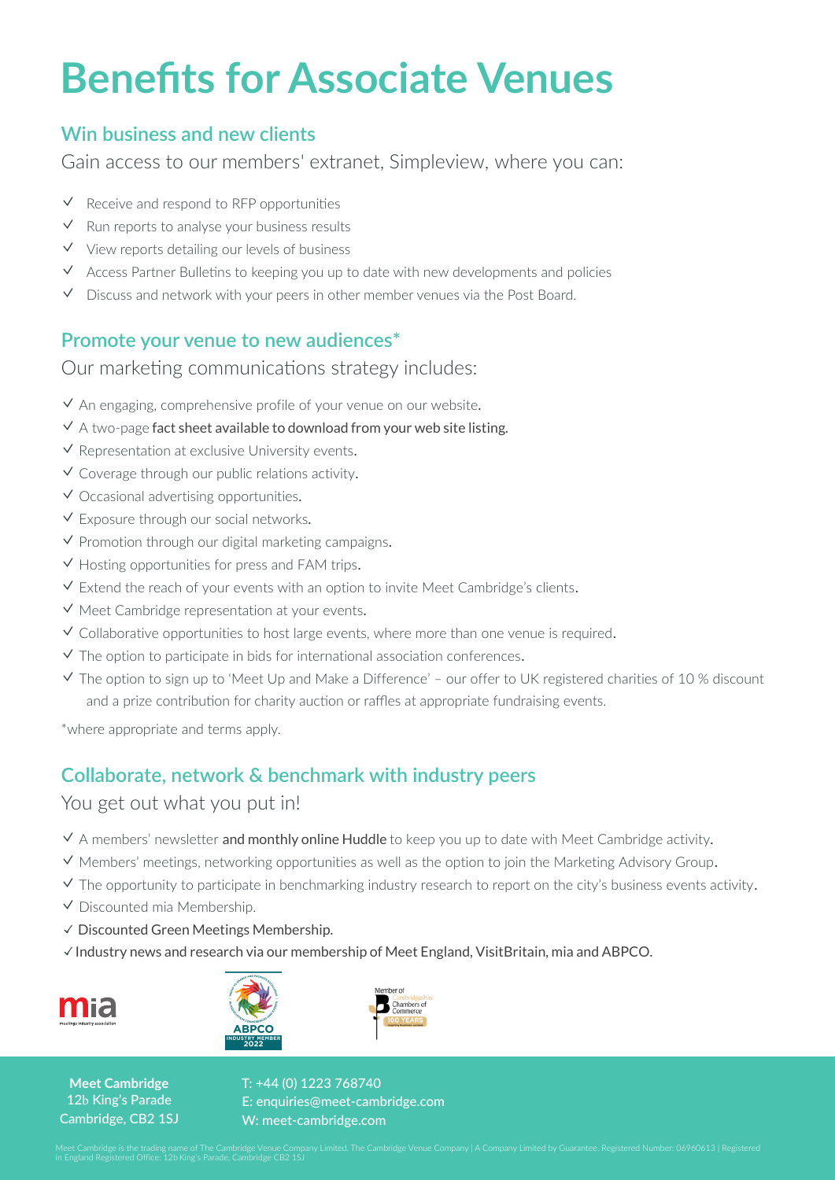# Benefits for Associate Venues

## Win business and new clients

Gain access to our members' extranet, Simpleview, where you can:

- Receive and respond to RFP opportunities
- Run reports to analyse your business results
- View reports detailing our levels of business
- Access Partner Bulletins to keeping you up to date with new developments and policies
- Discuss and network with your peers in other member venues via the Post Board.

## Promote your venue to new audiences*

Our marketing communications strategy includes:

- An engaging, comprehensive profile of your venue on our website.
- A two-page fact sheet available to download from your web site listing.
- Representation at exclusive University events.
- Coverage through our public relations activity.
- Occasional advertising opportunities.
- Exposure through our social networks.
- Promotion through our digital marketing campaigns.
- Hosting opportunities for press and FAM trips.
- Extend the reach of your events with an option to invite Meet Cambridge's clients.
- Meet Cambridge representation at your events.
- Collaborative opportunities to host large events, where more than one venue is required.
- The option to participate in bids for international association conferences.
- The option to sign up to 'Meet Up and Make a Difference' – our offer to UK registered charities of 10 % discount and a prize contribution for charity auction or raffles at appropriate fundraising events.

*where appropriate and terms apply.

## Collaborate, network & benchmark with industry peers

You get out what you put in!

- A members' newsletter and monthly online Huddle to keep you up to date with Meet Cambridge activity.
- Members' meetings, networking opportunities as well as the option to join the Marketing Advisory Group.
- The opportunity to participate in benchmarking industry research to report on the city's business events activity.
- Discounted mia Membership.
- Discounted Green Meetings Membership.
- Industry news and research via our membership of Meet England, VisitBritain, mia and ABPCO.

**Meet Cambridge**
12b King's Parade
Cambridge, CB2 1SJ

T: +44 (0) 1223 768740
E: enquiries@meet-cambridge.com
W: meet-cambridge.com

Meet Cambridge is the trading name of The Cambridge Venue Company Limited. The Cambridge Venue Company | A Company Limited by Guarantee. Registered Number: 06960613 | Registered in England Registered Office: 12b King's Parade, Cambridge CB2 1SJ